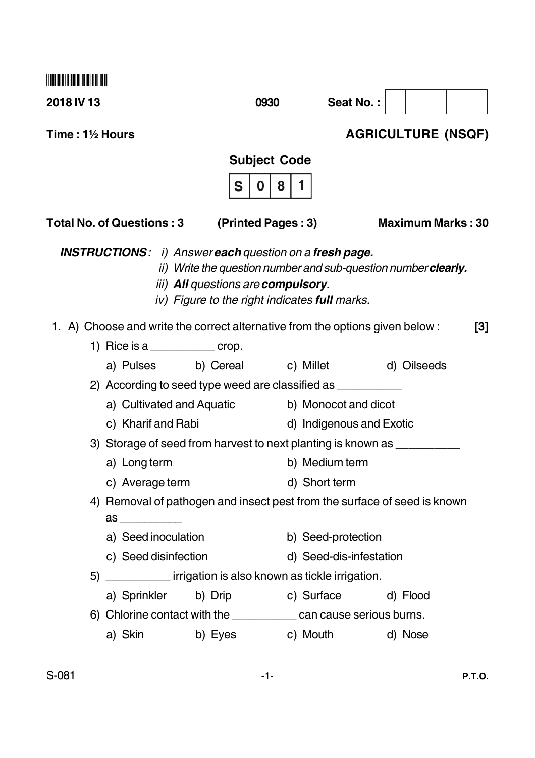**2018 IV 13** **0930** **Seat No. :**

**Time : 1½ Hours** **AGRICULTURE (NSQF)**

**Subject Code**

| S | 0 | 8 | 1 |
|---|---|---|---|

**Total No. of Questions : 3** **(Printed Pages : 3)** **Maximum Marks : 30**

***INSTRUCTIONS*** : *i) Answer* ***each*** *question on a* ***fresh page.***

*ii) Write the question number and sub-question number* ***clearly.***

*iii)* ***All*** *questions are* ***compulsory****.*

*iv) Figure to the right indicates* ***full*** *marks.*

1. A) Choose and write the correct alternative from the options given below : **[3]**

1) Rice is a __________ crop.

a) Pulses b) Cereal c) Millet d) Oilseeds

2) According to seed type weed are classified as __________

a) Cultivated and Aquatic b) Monocot and dicot

c) Kharif and Rabi d) Indigenous and Exotic

3) Storage of seed from harvest to next planting is known as __________

a) Long term b) Medium term

c) Average term d) Short term

4) Removal of pathogen and insect pest from the surface of seed is known as __________

a) Seed inoculation b) Seed-protection

c) Seed disinfection d) Seed-dis-infestation

5) __________ irrigation is also known as tickle irrigation.

a) Sprinkler b) Drip c) Surface d) Flood

6) Chlorine contact with the __________ can cause serious burns.

a) Skin b) Eyes c) Mouth d) Nose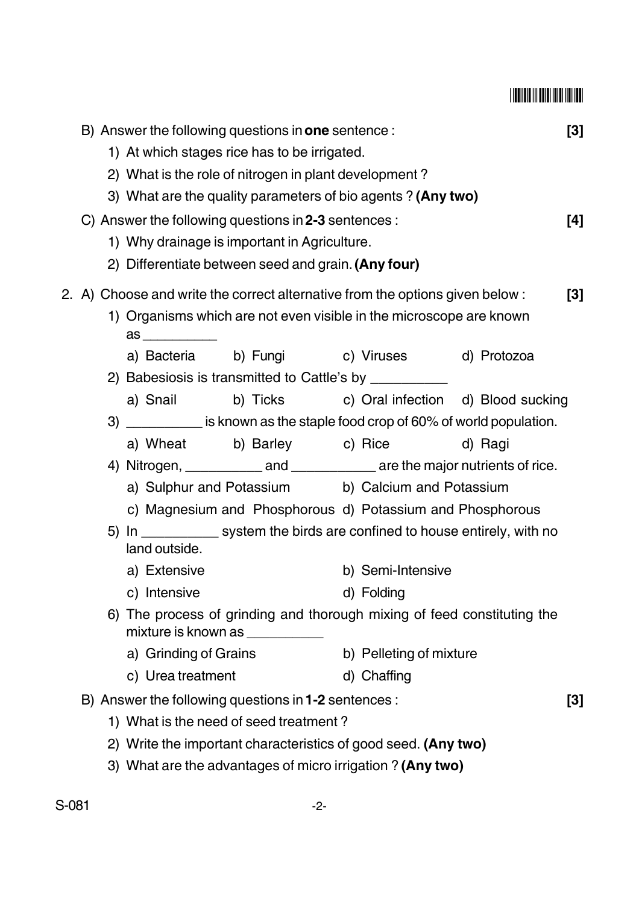B) Answer the following questions in **one** sentence : **[3]**

1) At which stages rice has to be irrigated.
2) What is the role of nitrogen in plant development ?
3) What are the quality parameters of bio agents ? **(Any two)**

C) Answer the following questions in **2-3** sentences : **[4]**

1) Why drainage is important in Agriculture.
2) Differentiate between seed and grain. **(Any four)**

2. A) Choose and write the correct alternative from the options given below : **[3]**

1) Organisms which are not even visible in the microscope are known as __________

   a) Bacteria b) Fungi c) Viruses d) Protozoa

2) Babesiosis is transmitted to Cattle's by __________

   a) Snail b) Ticks c) Oral infection d) Blood sucking

3) __________ is known as the staple food crop of 60% of world population.

   a) Wheat b) Barley c) Rice d) Ragi

4) Nitrogen, __________ and ___________ are the major nutrients of rice.

   a) Sulphur and Potassium b) Calcium and Potassium

   c) Magnesium and Phosphorous d) Potassium and Phosphorous

5) In __________ system the birds are confined to house entirely, with no land outside.

   a) Extensive b) Semi-Intensive

   c) Intensive d) Folding

6) The process of grinding and thorough mixing of feed constituting the mixture is known as __________

   a) Grinding of Grains b) Pelleting of mixture

   c) Urea treatment d) Chaffing

B) Answer the following questions in **1-2** sentences : **[3]**

1) What is the need of seed treatment ?
2) Write the important characteristics of good seed. **(Any two)**
3) What are the advantages of micro irrigation ? **(Any two)**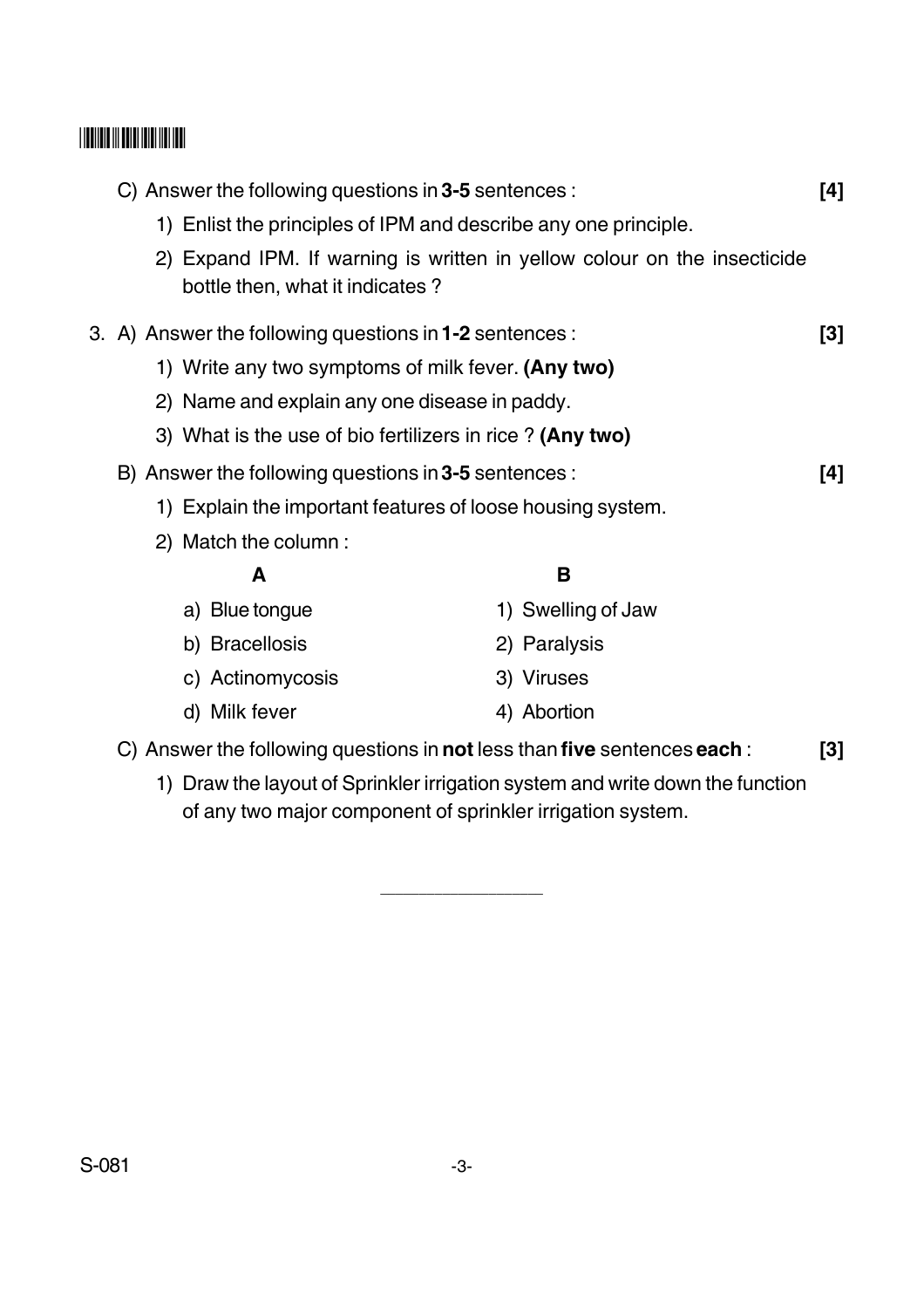C) Answer the following questions in **3-5** sentences : **[4]**

1) Enlist the principles of IPM and describe any one principle.
2) Expand IPM. If warning is written in yellow colour on the insecticide bottle then, what it indicates ?

3. A) Answer the following questions in **1-2** sentences : **[3]**

1) Write any two symptoms of milk fever. **(Any two)**
2) Name and explain any one disease in paddy.
3) What is the use of bio fertilizers in rice ? **(Any two)**

B) Answer the following questions in **3-5** sentences : **[4]**

1) Explain the important features of loose housing system.
2) Match the column :

| A | B |
|---|---|
| a) Blue tongue | 1) Swelling of Jaw |
| b) Bracellosis | 2) Paralysis |
| c) Actinomycosis | 3) Viruses |
| d) Milk fever | 4) Abortion |

C) Answer the following questions in **not** less than **five** sentences **each** : **[3]**

1) Draw the layout of Sprinkler irrigation system and write down the function of any two major component of sprinkler irrigation system.